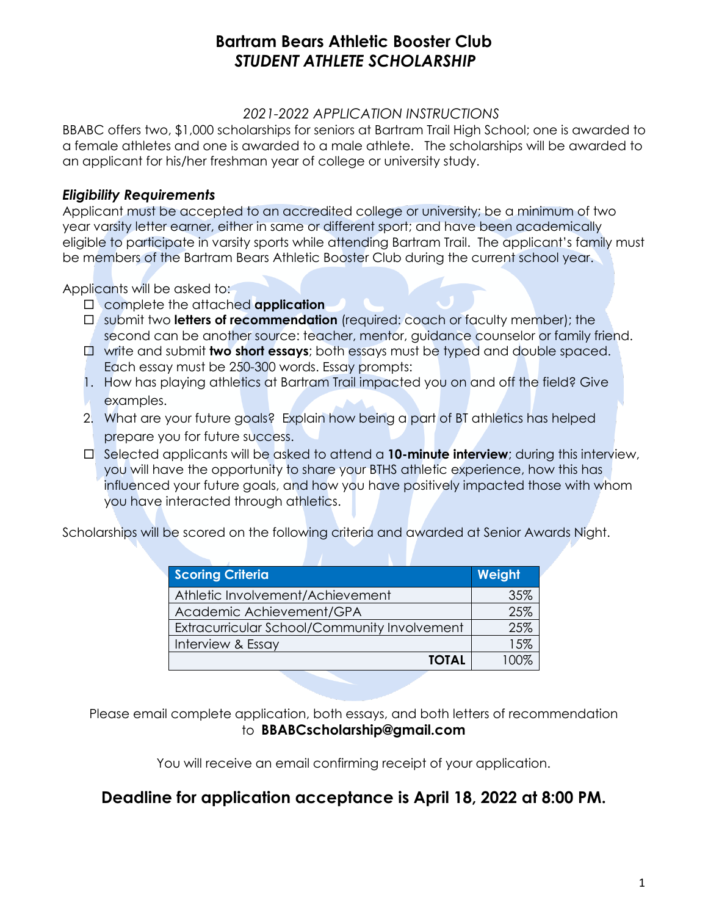# Bartram Bears Athletic Booster Club
## *STUDENT ATHLETE SCHOLARSHIP*

*2021-2022 APPLICATION INSTRUCTIONS*

BBABC offers two, $1,000 scholarships for seniors at Bartram Trail High School; one is awarded to a female athletes and one is awarded to a male athlete. The scholarships will be awarded to an applicant for his/her freshman year of college or university study.

### *Eligibility Requirements*

Applicant must be accepted to an accredited college or university; be a minimum of two year varsity letter earner, either in same or different sport; and have been academically eligible to participate in varsity sports while attending Bartram Trail. The applicant's family must be members of the Bartram Bears Athletic Booster Club during the current school year.

Applicants will be asked to:

- ☐ complete the attached **application**
- ☐ submit two **letters of recommendation** (required: coach or faculty member); the second can be another source: teacher, mentor, guidance counselor or family friend.
- ☐ write and submit **two short essays**; both essays must be typed and double spaced. Each essay must be 250-300 words. Essay prompts:
  1. How has playing athletics at Bartram Trail impacted you on and off the field? Give examples.
  2. What are your future goals? Explain how being a part of BT athletics has helped prepare you for future success.
- ☐ Selected applicants will be asked to attend a **10-minute interview**; during this interview, you will have the opportunity to share your BTHS athletic experience, how this has influenced your future goals, and how you have positively impacted those with whom you have interacted through athletics.

Scholarships will be scored on the following criteria and awarded at Senior Awards Night.

| Scoring Criteria | Weight |
|---|---|
| Athletic Involvement/Achievement | 35% |
| Academic Achievement/GPA | 25% |
| Extracurricular School/Community Involvement | 25% |
| Interview & Essay | 15% |
| **TOTAL** | 100% |

Please email complete application, both essays, and both letters of recommendation to **BBABCscholarship@gmail.com**

You will receive an email confirming receipt of your application.

## Deadline for application acceptance is April 18, 2022 at 8:00 PM.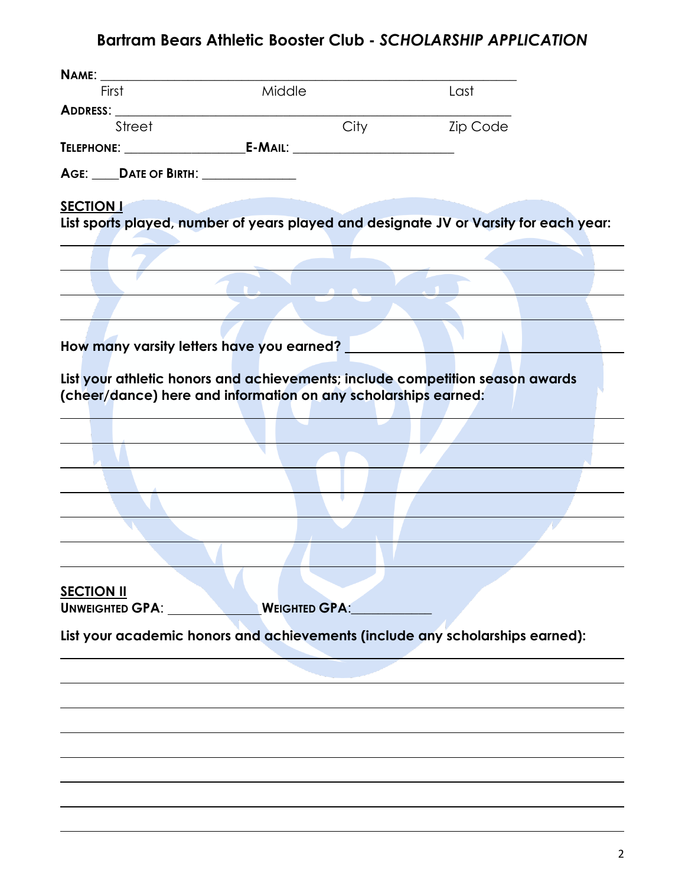# Bartram Bears Athletic Booster Club - *SCHOLARSHIP APPLICATION*

**NAME**: ____________________________________________________________
First Middle Last

**ADDRESS**: __________________________________________________________
Street City Zip Code

**TELEPHONE**: __________________ **E-MAIL**: ________________________

**AGE**: ____ **DATE OF BIRTH**: ______________

## SECTION I

**List sports played, number of years played and designate JV or Varsity for each year:**

____________________________________________________________________________

____________________________________________________________________________

____________________________________________________________________________

____________________________________________________________________________

**How many varsity letters have you earned?** ______________________________

**List your athletic honors and achievements; include competition season awards (cheer/dance) here and information on any scholarships earned:**

____________________________________________________________________________

____________________________________________________________________________

____________________________________________________________________________

____________________________________________________________________________

____________________________________________________________________________

____________________________________________________________________________

____________________________________________________________________________

## SECTION II

**UNWEIGHTED GPA**: ______________ **WEIGHTED GPA**:____________

**List your academic honors and achievements (include any scholarships earned):**

____________________________________________________________________________

____________________________________________________________________________

____________________________________________________________________________

____________________________________________________________________________

____________________________________________________________________________

____________________________________________________________________________

____________________________________________________________________________

____________________________________________________________________________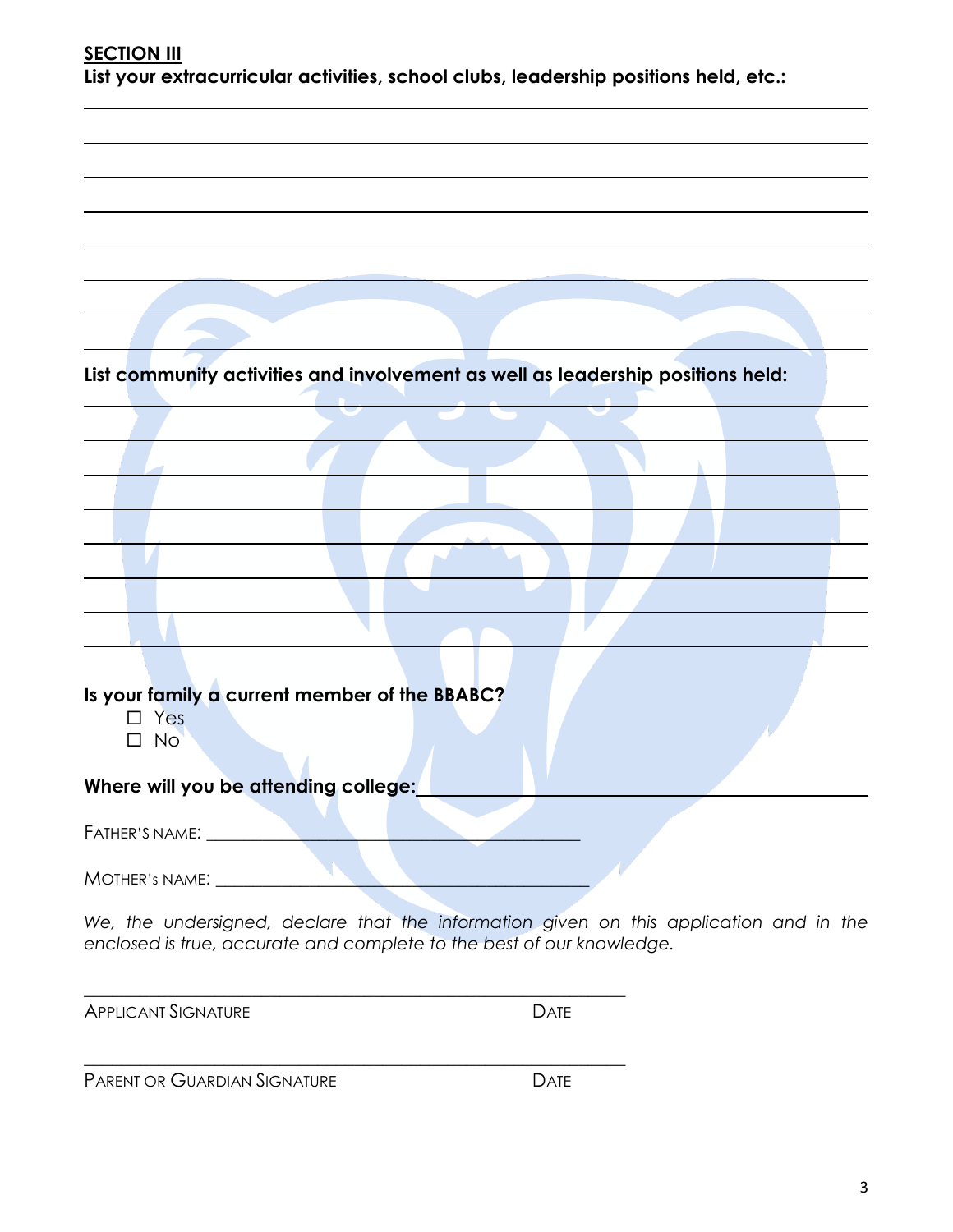**SECTION III**

**List your extracurricular activities, school clubs, leadership positions held, etc.:**

______________________________________________________________________________

______________________________________________________________________________

______________________________________________________________________________

______________________________________________________________________________

______________________________________________________________________________

______________________________________________________________________________

______________________________________________________________________________

______________________________________________________________________________

**List community activities and involvement as well as leadership positions held:**

______________________________________________________________________________

______________________________________________________________________________

______________________________________________________________________________

______________________________________________________________________________

______________________________________________________________________________

______________________________________________________________________________

______________________________________________________________________________

______________________________________________________________________________

**Is your family a current member of the BBABC?**

- ☐ Yes
- ☐ No

**Where will you be attending college:** ______________________________________

FATHER'S NAME: ______________________________________

MOTHER's NAME: ______________________________________

*We, the undersigned, declare that the information given on this application and in the enclosed is true, accurate and complete to the best of our knowledge.*

______________________________________________________

APPLICANT SIGNATURE DATE

______________________________________________________

PARENT OR GUARDIAN SIGNATURE DATE